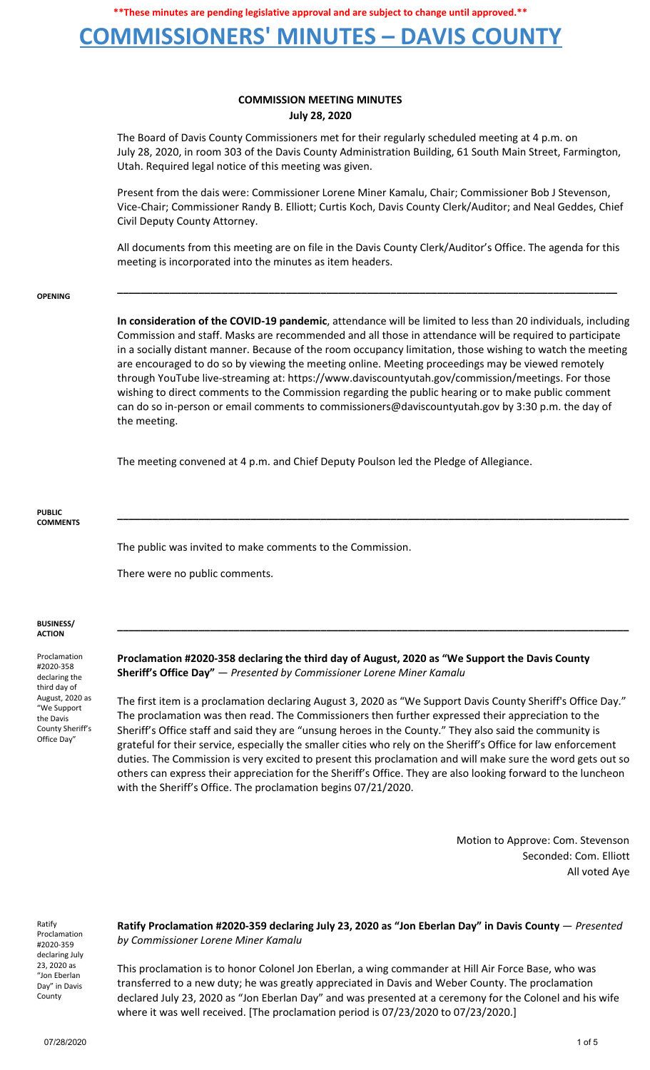**\*\*These minutes are pending legislative approval and are subject to change until approved.\*\***

# COMMISSIONERS' MINUTES – DAVIS COUNTY

## COMMISSION MEETING MINUTES
**July 28, 2020**

The Board of Davis County Commissioners met for their regularly scheduled meeting at 4 p.m. on July 28, 2020, in room 303 of the Davis County Administration Building, 61 South Main Street, Farmington, Utah. Required legal notice of this meeting was given.

Present from the dais were: Commissioner Lorene Miner Kamalu, Chair; Commissioner Bob J Stevenson, Vice-Chair; Commissioner Randy B. Elliott; Curtis Koch, Davis County Clerk/Auditor; and Neal Geddes, Chief Civil Deputy County Attorney.

All documents from this meeting are on file in the Davis County Clerk/Auditor's Office. The agenda for this meeting is incorporated into the minutes as item headers.

---

**OPENING**

**In consideration of the COVID-19 pandemic**, attendance will be limited to less than 20 individuals, including Commission and staff. Masks are recommended and all those in attendance will be required to participate in a socially distant manner. Because of the room occupancy limitation, those wishing to watch the meeting are encouraged to do so by viewing the meeting online. Meeting proceedings may be viewed remotely through YouTube live-streaming at: https://www.daviscountyutah.gov/commission/meetings. For those wishing to direct comments to the Commission regarding the public hearing or to make public comment can do so in-person or email comments to commissioners@daviscountyutah.gov by 3:30 p.m. the day of the meeting.

The meeting convened at 4 p.m. and Chief Deputy Poulson led the Pledge of Allegiance.

---

**PUBLIC COMMENTS**

The public was invited to make comments to the Commission.

There were no public comments.

---

**BUSINESS/ ACTION**

*Proclamation #2020-358 declaring the third day of August, 2020 as "We Support the Davis County Sheriff's Office Day"*

**Proclamation #2020-358 declaring the third day of August, 2020 as "We Support the Davis County Sheriff's Office Day"** — *Presented by Commissioner Lorene Miner Kamalu*

The first item is a proclamation declaring August 3, 2020 as "We Support Davis County Sheriff's Office Day." The proclamation was then read. The Commissioners then further expressed their appreciation to the Sheriff's Office staff and said they are "unsung heroes in the County." They also said the community is grateful for their service, especially the smaller cities who rely on the Sheriff's Office for law enforcement duties. The Commission is very excited to present this proclamation and will make sure the word gets out so others can express their appreciation for the Sheriff's Office. They are also looking forward to the luncheon with the Sheriff's Office. The proclamation begins 07/21/2020.

Motion to Approve: Com. Stevenson
Seconded: Com. Elliott
All voted Aye

*Ratify Proclamation #2020-359 declaring July 23, 2020 as "Jon Eberlan Day" in Davis County*

**Ratify Proclamation #2020-359 declaring July 23, 2020 as "Jon Eberlan Day" in Davis County** — *Presented by Commissioner Lorene Miner Kamalu*

This proclamation is to honor Colonel Jon Eberlan, a wing commander at Hill Air Force Base, who was transferred to a new duty; he was greatly appreciated in Davis and Weber County. The proclamation declared July 23, 2020 as "Jon Eberlan Day" and was presented at a ceremony for the Colonel and his wife where it was well received. [The proclamation period is 07/23/2020 to 07/23/2020.]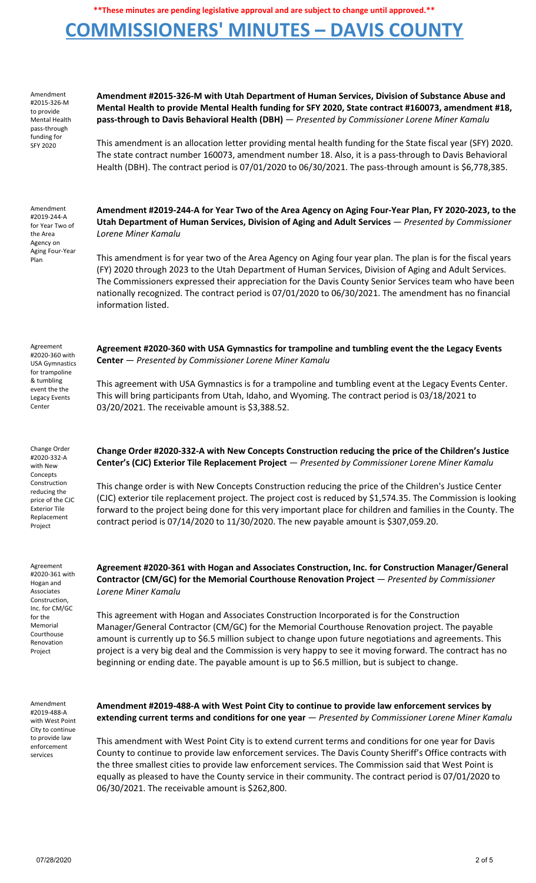**\*\*These minutes are pending legislative approval and are subject to change until approved.\*\***

# COMMISSIONERS' MINUTES – DAVIS COUNTY

Amendment #2015-326-M to provide Mental Health pass-through funding for SFY 2020

**Amendment #2015-326-M with Utah Department of Human Services, Division of Substance Abuse and Mental Health to provide Mental Health funding for SFY 2020, State contract #160073, amendment #18, pass-through to Davis Behavioral Health (DBH)** — *Presented by Commissioner Lorene Miner Kamalu*

This amendment is an allocation letter providing mental health funding for the State fiscal year (SFY) 2020. The state contract number 160073, amendment number 18. Also, it is a pass-through to Davis Behavioral Health (DBH). The contract period is 07/01/2020 to 06/30/2021. The pass-through amount is $6,778,385.

Amendment #2019-244-A for Year Two of the Area Agency on Aging Four-Year Plan

**Amendment #2019-244-A for Year Two of the Area Agency on Aging Four-Year Plan, FY 2020-2023, to the Utah Department of Human Services, Division of Aging and Adult Services** — *Presented by Commissioner Lorene Miner Kamalu*

This amendment is for year two of the Area Agency on Aging four year plan. The plan is for the fiscal years (FY) 2020 through 2023 to the Utah Department of Human Services, Division of Aging and Adult Services. The Commissioners expressed their appreciation for the Davis County Senior Services team who have been nationally recognized. The contract period is 07/01/2020 to 06/30/2021. The amendment has no financial information listed.

Agreement #2020-360 with USA Gymnastics for trampoline & tumbling event the the Legacy Events Center

**Agreement #2020-360 with USA Gymnastics for trampoline and tumbling event the the Legacy Events Center** — *Presented by Commissioner Lorene Miner Kamalu*

This agreement with USA Gymnastics is for a trampoline and tumbling event at the Legacy Events Center. This will bring participants from Utah, Idaho, and Wyoming. The contract period is 03/18/2021 to 03/20/2021. The receivable amount is $3,388.52.

Change Order #2020-332-A with New Concepts Construction reducing the price of the CJC Exterior Tile Replacement Project

**Change Order #2020-332-A with New Concepts Construction reducing the price of the Children's Justice Center's (CJC) Exterior Tile Replacement Project** — *Presented by Commissioner Lorene Miner Kamalu*

This change order is with New Concepts Construction reducing the price of the Children's Justice Center (CJC) exterior tile replacement project. The project cost is reduced by $1,574.35. The Commission is looking forward to the project being done for this very important place for children and families in the County. The contract period is 07/14/2020 to 11/30/2020. The new payable amount is $307,059.20.

Agreement #2020-361 with Hogan and Associates Construction, Inc. for CM/GC for the Memorial Courthouse Renovation Project

**Agreement #2020-361 with Hogan and Associates Construction, Inc. for Construction Manager/General Contractor (CM/GC) for the Memorial Courthouse Renovation Project** — *Presented by Commissioner Lorene Miner Kamalu*

This agreement with Hogan and Associates Construction Incorporated is for the Construction Manager/General Contractor (CM/GC) for the Memorial Courthouse Renovation project. The payable amount is currently up to $6.5 million subject to change upon future negotiations and agreements. This project is a very big deal and the Commission is very happy to see it moving forward. The contract has no beginning or ending date. The payable amount is up to $6.5 million, but is subject to change.

Amendment #2019-488-A with West Point City to continue to provide law enforcement services

**Amendment #2019-488-A with West Point City to continue to provide law enforcement services by extending current terms and conditions for one year** — *Presented by Commissioner Lorene Miner Kamalu*

This amendment with West Point City is to extend current terms and conditions for one year for Davis County to continue to provide law enforcement services. The Davis County Sheriff's Office contracts with the three smallest cities to provide law enforcement services. The Commission said that West Point is equally as pleased to have the County service in their community. The contract period is 07/01/2020 to 06/30/2021. The receivable amount is $262,800.

07/28/2020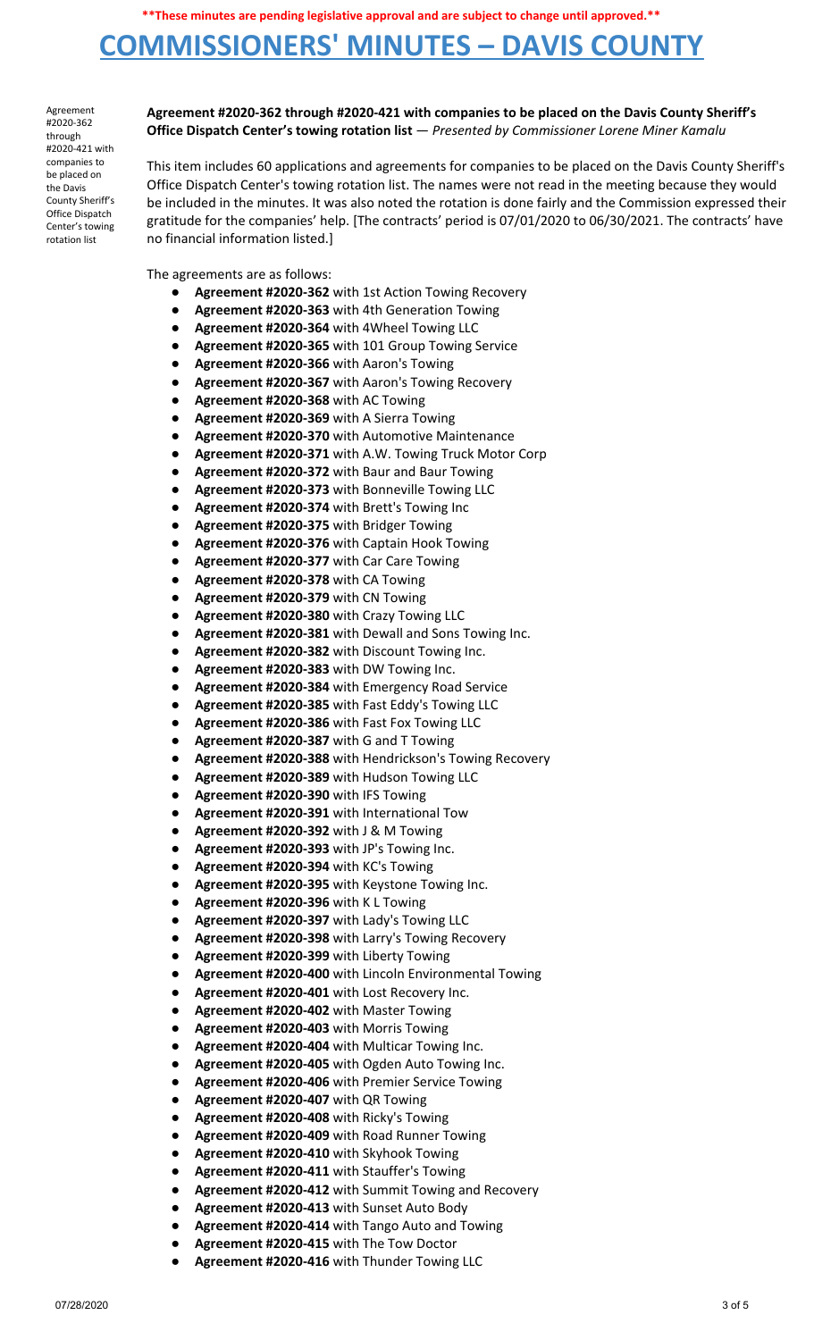**\*\*These minutes are pending legislative approval and are subject to change until approved.\*\***

# COMMISSIONERS' MINUTES – DAVIS COUNTY

Agreement #2020-362 through #2020-421 with companies to be placed on the Davis County Sheriff's Office Dispatch Center's towing rotation list

**Agreement #2020-362 through #2020-421 with companies to be placed on the Davis County Sheriff's Office Dispatch Center's towing rotation list** — *Presented by Commissioner Lorene Miner Kamalu*

This item includes 60 applications and agreements for companies to be placed on the Davis County Sheriff's Office Dispatch Center's towing rotation list. The names were not read in the meeting because they would be included in the minutes. It was also noted the rotation is done fairly and the Commission expressed their gratitude for the companies' help. [The contracts' period is 07/01/2020 to 06/30/2021. The contracts' have no financial information listed.]

The agreements are as follows:

- **Agreement #2020-362** with 1st Action Towing Recovery
- **Agreement #2020-363** with 4th Generation Towing
- **Agreement #2020-364** with 4Wheel Towing LLC
- **Agreement #2020-365** with 101 Group Towing Service
- **Agreement #2020-366** with Aaron's Towing
- **Agreement #2020-367** with Aaron's Towing Recovery
- **Agreement #2020-368** with AC Towing
- **Agreement #2020-369** with A Sierra Towing
- **Agreement #2020-370** with Automotive Maintenance
- **Agreement #2020-371** with A.W. Towing Truck Motor Corp
- **Agreement #2020-372** with Baur and Baur Towing
- **Agreement #2020-373** with Bonneville Towing LLC
- **Agreement #2020-374** with Brett's Towing Inc
- **Agreement #2020-375** with Bridger Towing
- **Agreement #2020-376** with Captain Hook Towing
- **Agreement #2020-377** with Car Care Towing
- **Agreement #2020-378** with CA Towing
- **Agreement #2020-379** with CN Towing
- **Agreement #2020-380** with Crazy Towing LLC
- **Agreement #2020-381** with Dewall and Sons Towing Inc.
- **Agreement #2020-382** with Discount Towing Inc.
- **Agreement #2020-383** with DW Towing Inc.
- **Agreement #2020-384** with Emergency Road Service
- **Agreement #2020-385** with Fast Eddy's Towing LLC
- **Agreement #2020-386** with Fast Fox Towing LLC
- **Agreement #2020-387** with G and T Towing
- **Agreement #2020-388** with Hendrickson's Towing Recovery
- **Agreement #2020-389** with Hudson Towing LLC
- **Agreement #2020-390** with IFS Towing
- **Agreement #2020-391** with International Tow
- **Agreement #2020-392** with J & M Towing
- **Agreement #2020-393** with JP's Towing Inc.
- **Agreement #2020-394** with KC's Towing
- **Agreement #2020-395** with Keystone Towing Inc.
- **Agreement #2020-396** with K L Towing
- **Agreement #2020-397** with Lady's Towing LLC
- **Agreement #2020-398** with Larry's Towing Recovery
- **Agreement #2020-399** with Liberty Towing
- **Agreement #2020-400** with Lincoln Environmental Towing
- **Agreement #2020-401** with Lost Recovery Inc.
- **Agreement #2020-402** with Master Towing
- **Agreement #2020-403** with Morris Towing
- **Agreement #2020-404** with Multicar Towing Inc.
- **Agreement #2020-405** with Ogden Auto Towing Inc.
- **Agreement #2020-406** with Premier Service Towing
- **Agreement #2020-407** with QR Towing
- **Agreement #2020-408** with Ricky's Towing
- **Agreement #2020-409** with Road Runner Towing
- **Agreement #2020-410** with Skyhook Towing
- **Agreement #2020-411** with Stauffer's Towing
- **Agreement #2020-412** with Summit Towing and Recovery
- **Agreement #2020-413** with Sunset Auto Body
- **Agreement #2020-414** with Tango Auto and Towing
- **Agreement #2020-415** with The Tow Doctor
- **Agreement #2020-416** with Thunder Towing LLC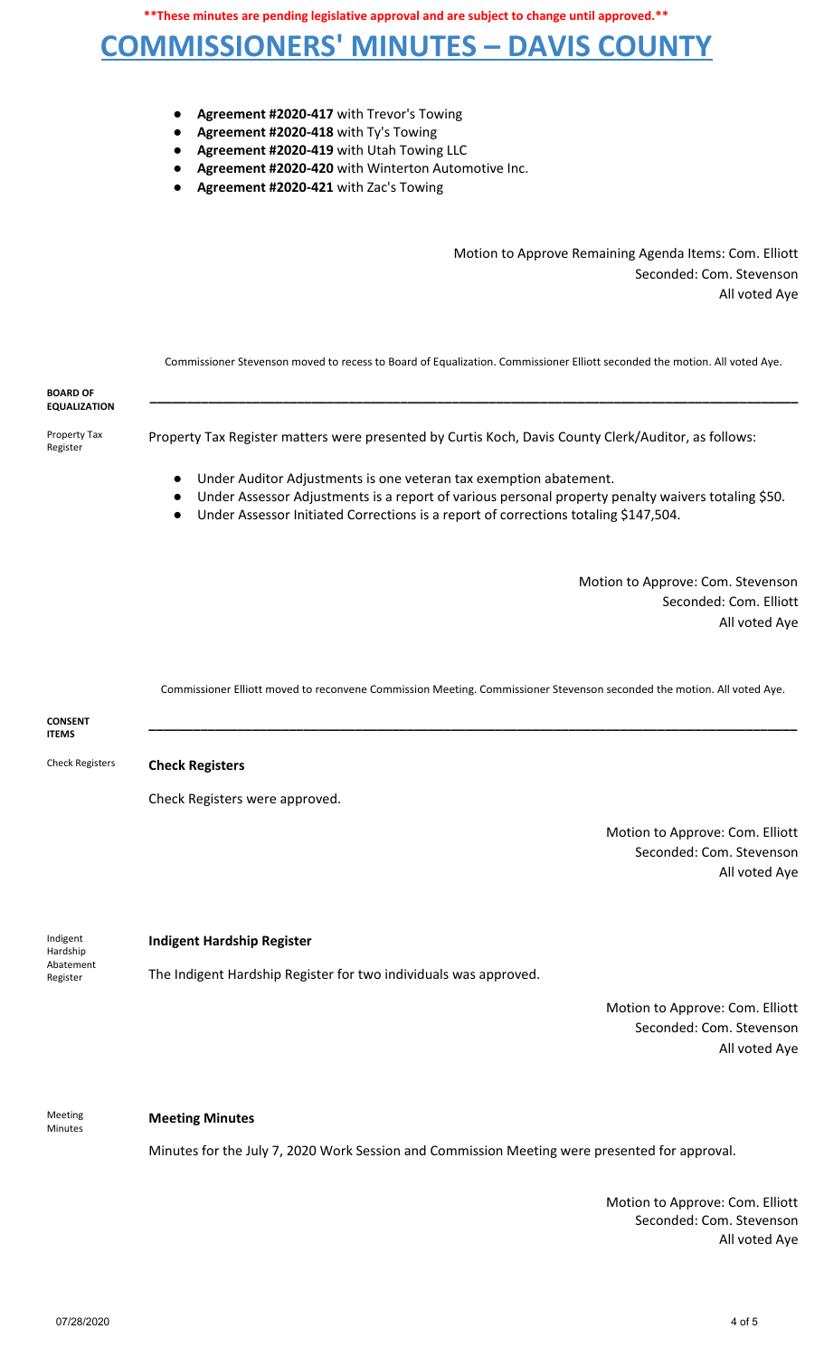**\*\*These minutes are pending legislative approval and are subject to change until approved.\*\***

# COMMISSIONERS' MINUTES – DAVIS COUNTY

- **Agreement #2020-417** with Trevor's Towing
- **Agreement #2020-418** with Ty's Towing
- **Agreement #2020-419** with Utah Towing LLC
- **Agreement #2020-420** with Winterton Automotive Inc.
- **Agreement #2020-421** with Zac's Towing

Motion to Approve Remaining Agenda Items: Com. Elliott
Seconded: Com. Stevenson
All voted Aye

Commissioner Stevenson moved to recess to Board of Equalization. Commissioner Elliott seconded the motion. All voted Aye.

**BOARD OF EQUALIZATION**

---

Property Tax Register

Property Tax Register matters were presented by Curtis Koch, Davis County Clerk/Auditor, as follows:

- Under Auditor Adjustments is one veteran tax exemption abatement.
- Under Assessor Adjustments is a report of various personal property penalty waivers totaling $50.
- Under Assessor Initiated Corrections is a report of corrections totaling $147,504.

Motion to Approve: Com. Stevenson
Seconded: Com. Elliott
All voted Aye

Commissioner Elliott moved to reconvene Commission Meeting. Commissioner Stevenson seconded the motion. All voted Aye.

**CONSENT ITEMS**

---

Check Registers

**Check Registers**

Check Registers were approved.

Motion to Approve: Com. Elliott
Seconded: Com. Stevenson
All voted Aye

Indigent Hardship Abatement Register

**Indigent Hardship Register**

The Indigent Hardship Register for two individuals was approved.

Motion to Approve: Com. Elliott
Seconded: Com. Stevenson
All voted Aye

Meeting Minutes

**Meeting Minutes**

Minutes for the July 7, 2020 Work Session and Commission Meeting were presented for approval.

Motion to Approve: Com. Elliott
Seconded: Com. Stevenson
All voted Aye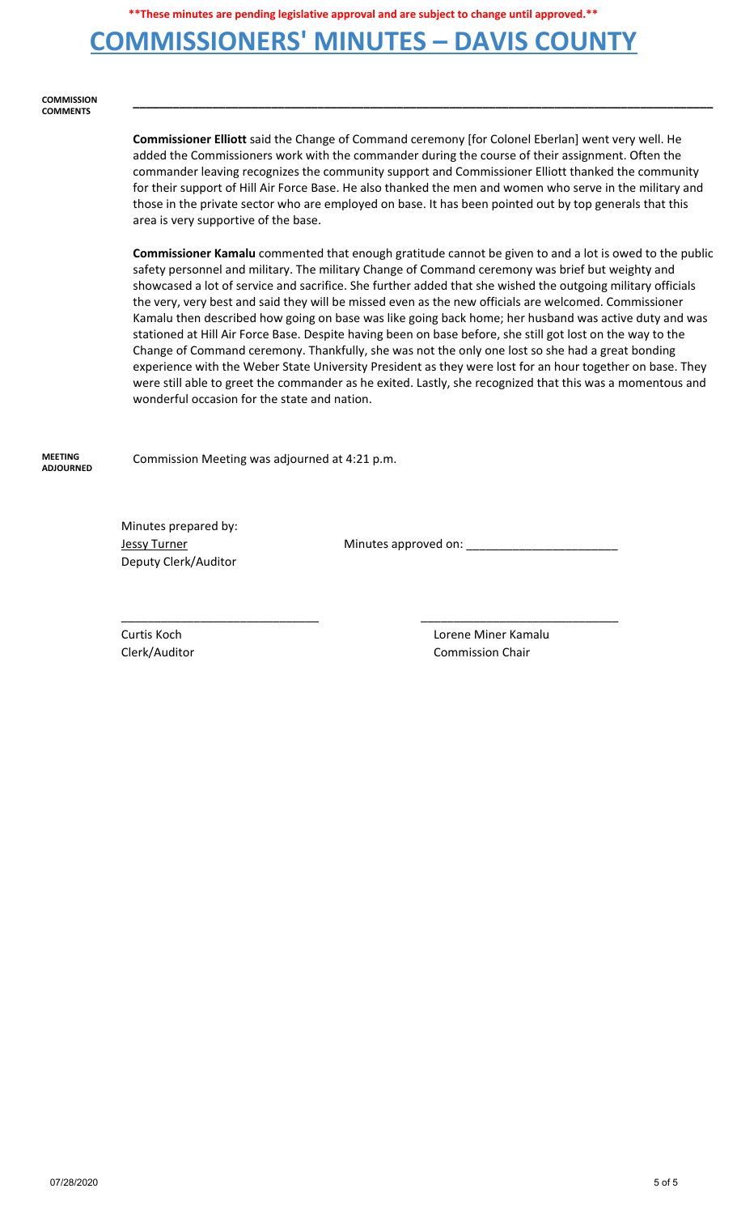**COMMISSION COMMENTS**

**Commissioner Elliott** said the Change of Command ceremony [for Colonel Eberlan] went very well. He added the Commissioners work with the commander during the course of their assignment. Often the commander leaving recognizes the community support and Commissioner Elliott thanked the community for their support of Hill Air Force Base. He also thanked the men and women who serve in the military and those in the private sector who are employed on base. It has been pointed out by top generals that this area is very supportive of the base.

**Commissioner Kamalu** commented that enough gratitude cannot be given to and a lot is owed to the public safety personnel and military. The military Change of Command ceremony was brief but weighty and showcased a lot of service and sacrifice. She further added that she wished the outgoing military officials the very, very best and said they will be missed even as the new officials are welcomed. Commissioner Kamalu then described how going on base was like going back home; her husband was active duty and was stationed at Hill Air Force Base. Despite having been on base before, she still got lost on the way to the Change of Command ceremony. Thankfully, she was not the only one lost so she had a great bonding experience with the Weber State University President as they were lost for an hour together on base. They were still able to greet the commander as he exited. Lastly, she recognized that this was a momentous and wonderful occasion for the state and nation.

**MEETING ADJOURNED**

Commission Meeting was adjourned at 4:21 p.m.

Minutes prepared by:
Jessy Turner
Deputy Clerk/Auditor

Minutes approved on: ______________________

______________________________
Curtis Koch
Clerk/Auditor

______________________________
Lorene Miner Kamalu
Commission Chair